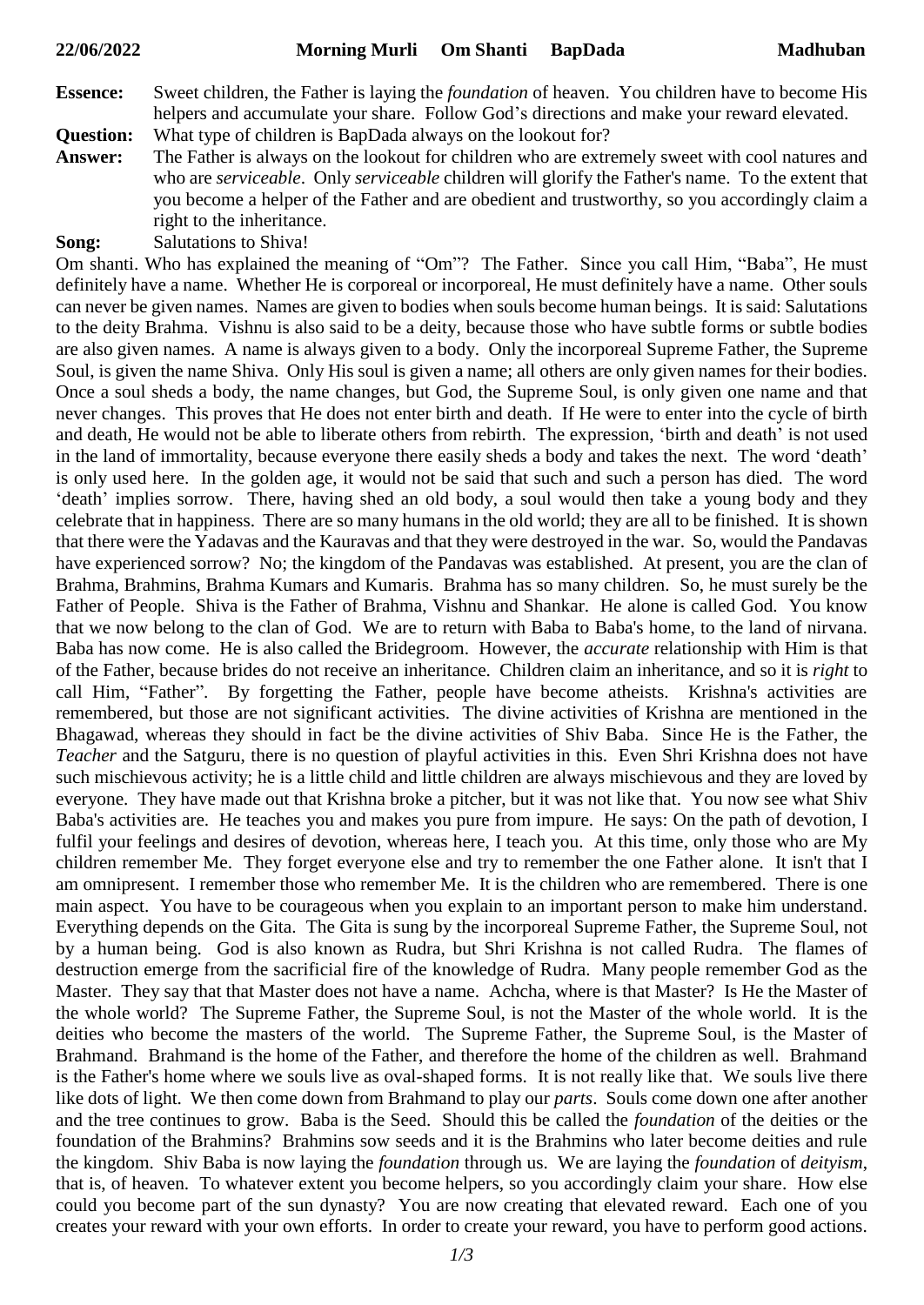**22/06/2022 Morning Murli Om Shanti BapDada Madhuban**

**Essence:** Sweet children, the Father is laying the *foundation* of heaven. You children have to become His helpers and accumulate your share. Follow God's directions and make your reward elevated.

**Question:** What type of children is BapDada always on the lookout for?

**Answer:** The Father is always on the lookout for children who are extremely sweet with cool natures and who are *serviceable*. Only *serviceable* children will glorify the Father's name. To the extent that you become a helper of the Father and are obedient and trustworthy, so you accordingly claim a right to the inheritance.

**Song:** Salutations to Shiva!

Om shanti. Who has explained the meaning of "Om"? The Father. Since you call Him, "Baba", He must definitely have a name. Whether He is corporeal or incorporeal, He must definitely have a name. Other souls can never be given names. Names are given to bodies when souls become human beings. It is said: Salutations to the deity Brahma. Vishnu is also said to be a deity, because those who have subtle forms or subtle bodies are also given names. A name is always given to a body. Only the incorporeal Supreme Father, the Supreme Soul, is given the name Shiva. Only His soul is given a name; all others are only given names for their bodies. Once a soul sheds a body, the name changes, but God, the Supreme Soul, is only given one name and that never changes. This proves that He does not enter birth and death. If He were to enter into the cycle of birth and death, He would not be able to liberate others from rebirth. The expression, 'birth and death' is not used in the land of immortality, because everyone there easily sheds a body and takes the next. The word 'death' is only used here. In the golden age, it would not be said that such and such a person has died. The word 'death' implies sorrow. There, having shed an old body, a soul would then take a young body and they celebrate that in happiness. There are so many humans in the old world; they are all to be finished. It is shown that there were the Yadavas and the Kauravas and that they were destroyed in the war. So, would the Pandavas have experienced sorrow? No; the kingdom of the Pandavas was established. At present, you are the clan of Brahma, Brahmins, Brahma Kumars and Kumaris. Brahma has so many children. So, he must surely be the Father of People. Shiva is the Father of Brahma, Vishnu and Shankar. He alone is called God. You know that we now belong to the clan of God. We are to return with Baba to Baba's home, to the land of nirvana. Baba has now come. He is also called the Bridegroom. However, the *accurate* relationship with Him is that of the Father, because brides do not receive an inheritance. Children claim an inheritance, and so it is *right* to call Him, "Father". By forgetting the Father, people have become atheists. Krishna's activities are remembered, but those are not significant activities. The divine activities of Krishna are mentioned in the Bhagawad, whereas they should in fact be the divine activities of Shiv Baba. Since He is the Father, the *Teacher* and the Satguru, there is no question of playful activities in this. Even Shri Krishna does not have such mischievous activity; he is a little child and little children are always mischievous and they are loved by everyone. They have made out that Krishna broke a pitcher, but it was not like that. You now see what Shiv Baba's activities are. He teaches you and makes you pure from impure. He says: On the path of devotion, I fulfil your feelings and desires of devotion, whereas here, I teach you. At this time, only those who are My children remember Me. They forget everyone else and try to remember the one Father alone. It isn't that I am omnipresent. I remember those who remember Me. It is the children who are remembered. There is one main aspect. You have to be courageous when you explain to an important person to make him understand. Everything depends on the Gita. The Gita is sung by the incorporeal Supreme Father, the Supreme Soul, not by a human being. God is also known as Rudra, but Shri Krishna is not called Rudra. The flames of destruction emerge from the sacrificial fire of the knowledge of Rudra. Many people remember God as the Master. They say that that Master does not have a name. Achcha, where is that Master? Is He the Master of the whole world? The Supreme Father, the Supreme Soul, is not the Master of the whole world. It is the deities who become the masters of the world. The Supreme Father, the Supreme Soul, is the Master of Brahmand. Brahmand is the home of the Father, and therefore the home of the children as well. Brahmand is the Father's home where we souls live as oval-shaped forms. It is not really like that. We souls live there like dots of light. We then come down from Brahmand to play our *parts*. Souls come down one after another and the tree continues to grow. Baba is the Seed. Should this be called the *foundation* of the deities or the foundation of the Brahmins? Brahmins sow seeds and it is the Brahmins who later become deities and rule the kingdom. Shiv Baba is now laying the *foundation* through us. We are laying the *foundation* of *deityism*, that is, of heaven. To whatever extent you become helpers, so you accordingly claim your share. How else could you become part of the sun dynasty? You are now creating that elevated reward. Each one of you creates your reward with your own efforts. In order to create your reward, you have to perform good actions.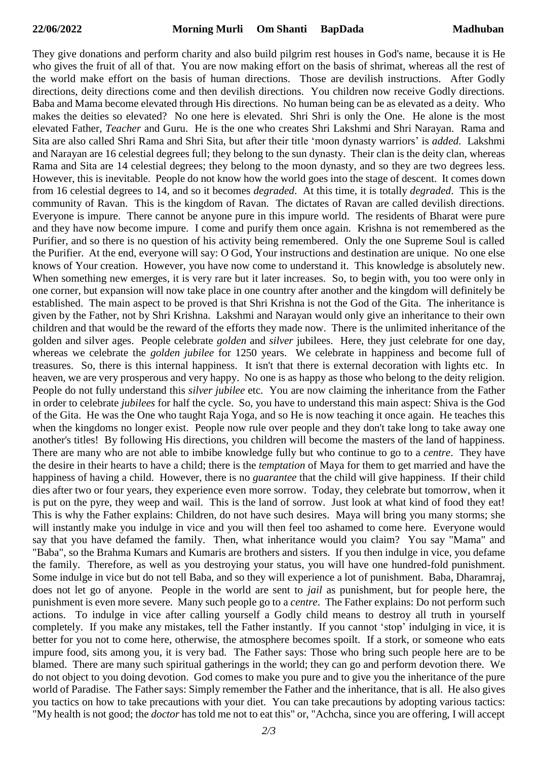They give donations and perform charity and also build pilgrim rest houses in God's name, because it is He who gives the fruit of all of that. You are now making effort on the basis of shrimat, whereas all the rest of the world make effort on the basis of human directions. Those are devilish instructions. After Godly directions, deity directions come and then devilish directions. You children now receive Godly directions. Baba and Mama become elevated through His directions. No human being can be as elevated as a deity. Who makes the deities so elevated? No one here is elevated. Shri Shri is only the One. He alone is the most elevated Father, *Teacher* and Guru. He is the one who creates Shri Lakshmi and Shri Narayan. Rama and Sita are also called Shri Rama and Shri Sita, but after their title 'moon dynasty warriors' is *added*. Lakshmi and Narayan are 16 celestial degrees full; they belong to the sun dynasty. Their clan is the deity clan, whereas Rama and Sita are 14 celestial degrees; they belong to the moon dynasty, and so they are two degrees less. However, this is inevitable. People do not know how the world goes into the stage of descent. It comes down from 16 celestial degrees to 14, and so it becomes *degraded*. At this time, it is totally *degraded*. This is the community of Ravan. This is the kingdom of Ravan. The dictates of Ravan are called devilish directions. Everyone is impure. There cannot be anyone pure in this impure world. The residents of Bharat were pure and they have now become impure. I come and purify them once again. Krishna is not remembered as the Purifier, and so there is no question of his activity being remembered. Only the one Supreme Soul is called the Purifier. At the end, everyone will say: O God, Your instructions and destination are unique. No one else knows of Your creation. However, you have now come to understand it. This knowledge is absolutely new. When something new emerges, it is very rare but it later increases. So, to begin with, you too were only in one corner, but expansion will now take place in one country after another and the kingdom will definitely be established. The main aspect to be proved is that Shri Krishna is not the God of the Gita. The inheritance is given by the Father, not by Shri Krishna. Lakshmi and Narayan would only give an inheritance to their own children and that would be the reward of the efforts they made now. There is the unlimited inheritance of the golden and silver ages. People celebrate *golden* and *silver* jubilees. Here, they just celebrate for one day, whereas we celebrate the *golden jubilee* for 1250 years. We celebrate in happiness and become full of treasures. So, there is this internal happiness. It isn't that there is external decoration with lights etc. In heaven, we are very prosperous and very happy. No one is as happy as those who belong to the deity religion. People do not fully understand this *silver jubilee* etc. You are now claiming the inheritance from the Father in order to celebrate *jubilees* for half the cycle. So, you have to understand this main aspect: Shiva is the God of the Gita. He was the One who taught Raja Yoga, and so He is now teaching it once again. He teaches this when the kingdoms no longer exist. People now rule over people and they don't take long to take away one another's titles! By following His directions, you children will become the masters of the land of happiness. There are many who are not able to imbibe knowledge fully but who continue to go to a *centre*. They have the desire in their hearts to have a child; there is the *temptation* of Maya for them to get married and have the happiness of having a child. However, there is no *guarantee* that the child will give happiness. If their child dies after two or four years, they experience even more sorrow. Today, they celebrate but tomorrow, when it is put on the pyre, they weep and wail. This is the land of sorrow. Just look at what kind of food they eat! This is why the Father explains: Children, do not have such desires. Maya will bring you many storms; she will instantly make you indulge in vice and you will then feel too ashamed to come here. Everyone would say that you have defamed the family. Then, what inheritance would you claim? You say "Mama" and "Baba", so the Brahma Kumars and Kumaris are brothers and sisters. If you then indulge in vice, you defame the family. Therefore, as well as you destroying your status, you will have one hundred-fold punishment. Some indulge in vice but do not tell Baba, and so they will experience a lot of punishment. Baba, Dharamraj, does not let go of anyone. People in the world are sent to *jail* as punishment, but for people here, the punishment is even more severe. Many such people go to a *centre*. The Father explains: Do not perform such actions. To indulge in vice after calling yourself a Godly child means to destroy all truth in yourself completely. If you make any mistakes, tell the Father instantly. If you cannot 'stop' indulging in vice, it is better for you not to come here, otherwise, the atmosphere becomes spoilt. If a stork, or someone who eats impure food, sits among you, it is very bad. The Father says: Those who bring such people here are to be blamed. There are many such spiritual gatherings in the world; they can go and perform devotion there. We do not object to you doing devotion. God comes to make you pure and to give you the inheritance of the pure world of Paradise. The Father says: Simply remember the Father and the inheritance, that is all. He also gives you tactics on how to take precautions with your diet. You can take precautions by adopting various tactics: "My health is not good; the *doctor* has told me not to eat this" or, "Achcha, since you are offering, I will accept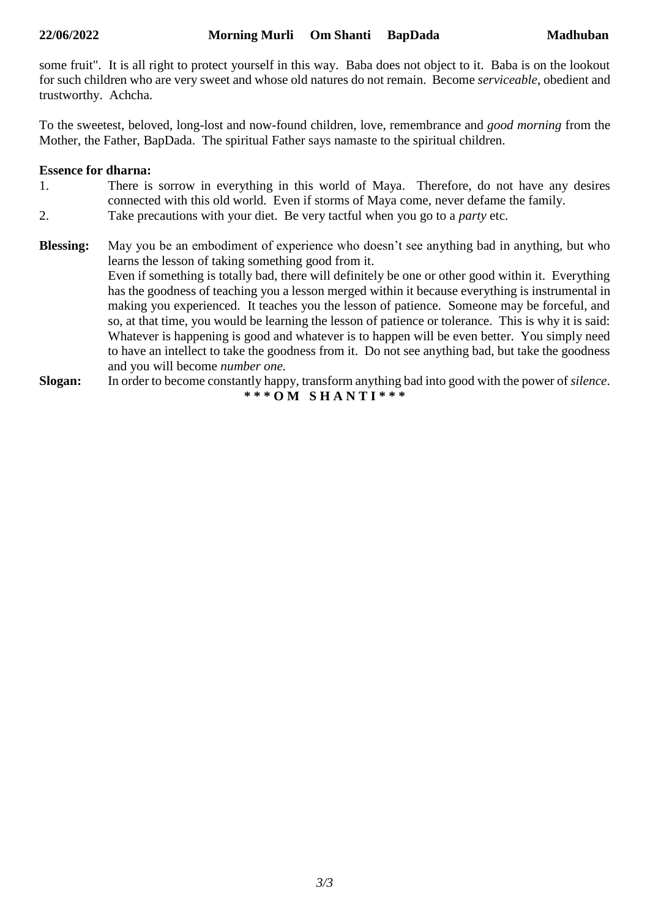some fruit". It is all right to protect yourself in this way. Baba does not object to it. Baba is on the lookout for such children who are very sweet and whose old natures do not remain. Become *serviceable*, obedient and trustworthy. Achcha.

To the sweetest, beloved, long-lost and now-found children, love, remembrance and *good morning* from the Mother, the Father, BapDada. The spiritual Father says namaste to the spiritual children.

**Essence for dharna:**

1. There is sorrow in everything in this world of Maya. Therefore, do not have any desires connected with this old world. Even if storms of Maya come, never defame the family.
2. Take precautions with your diet. Be very tactful when you go to a *party* etc.

**Blessing:** May you be an embodiment of experience who doesn't see anything bad in anything, but who learns the lesson of taking something good from it.

Even if something is totally bad, there will definitely be one or other good within it. Everything has the goodness of teaching you a lesson merged within it because everything is instrumental in making you experienced. It teaches you the lesson of patience. Someone may be forceful, and so, at that time, you would be learning the lesson of patience or tolerance. This is why it is said: Whatever is happening is good and whatever is to happen will be even better. You simply need to have an intellect to take the goodness from it. Do not see anything bad, but take the goodness and you will become *number one.*

**Slogan:** In order to become constantly happy, transform anything bad into good with the power of *silence*.

**\* \* \* O M  S H A N T I \* \* \***